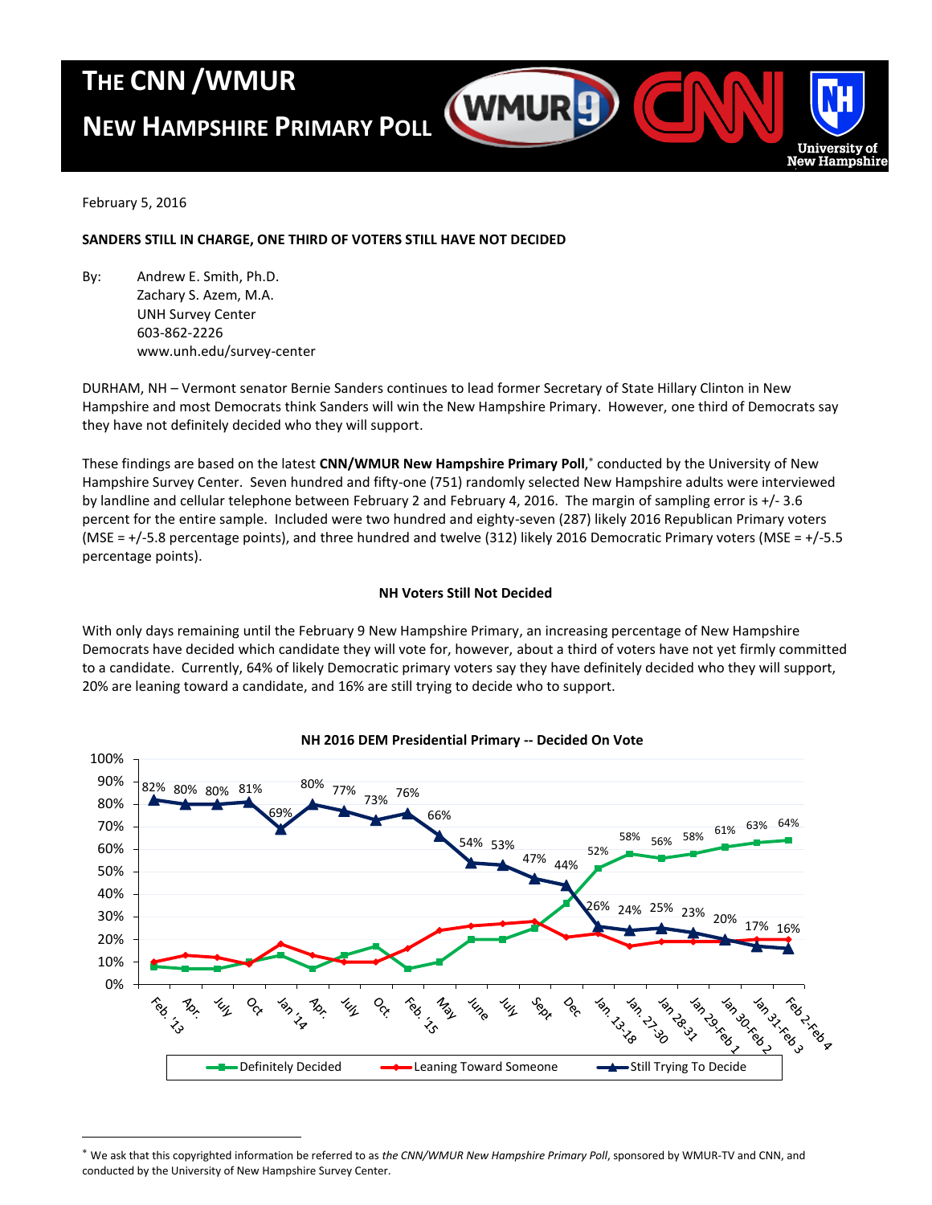# THE CNN /WMUR NEW HAMPSHIRE PRIMARY POLL

February 5, 2016

**SANDERS STILL IN CHARGE, ONE THIRD OF VOTERS STILL HAVE NOT DECIDED**

By: Andrew E. Smith, Ph.D.
Zachary S. Azem, M.A.
UNH Survey Center
603-862-2226
www.unh.edu/survey-center

DURHAM, NH – Vermont senator Bernie Sanders continues to lead former Secretary of State Hillary Clinton in New Hampshire and most Democrats think Sanders will win the New Hampshire Primary. However, one third of Democrats say they have not definitely decided who they will support.

These findings are based on the latest **CNN/WMUR New Hampshire Primary Poll**,* conducted by the University of New Hampshire Survey Center. Seven hundred and fifty-one (751) randomly selected New Hampshire adults were interviewed by landline and cellular telephone between February 2 and February 4, 2016. The margin of sampling error is +/- 3.6 percent for the entire sample. Included were two hundred and eighty-seven (287) likely 2016 Republican Primary voters (MSE = +/-5.8 percentage points), and three hundred and twelve (312) likely 2016 Democratic Primary voters (MSE = +/-5.5 percentage points).

**NH Voters Still Not Decided**

With only days remaining until the February 9 New Hampshire Primary, an increasing percentage of New Hampshire Democrats have decided which candidate they will vote for, however, about a third of voters have not yet firmly committed to a candidate. Currently, 64% of likely Democratic primary voters say they have definitely decided who they will support, 20% are leaning toward a candidate, and 16% are still trying to decide who to support.

**NH 2016 DEM Presidential Primary -- Decided On Vote**

| | Feb. '13 | Apr. | July | Oct | Jan '14 | Apr. | July | Oct. | Feb. '15 | May | June | July | Sept | Dec | Jan. 13-18 | Jan. 27-30 | Jan 28-31 | Jan 29-Feb 1 | Jan 30-Feb 2 | Jan 31-Feb 3 | Feb 2-Feb 4 |
|---|---|---|---|---|---|---|---|---|---|---|---|---|---|---|---|---|---|---|---|---|---|
| Still Trying To Decide | 82% | 80% | 80% | 81% | 69% | 80% | 77% | 73% | 76% | 66% | 54% | 53% | 47% | 44% | 26% | 24% | 25% | 23% | 20% | 17% | 16% |
| Definitely Decided | | | | | | | | | | | | | | | 52% | 58% | 56% | 58% | 61% | 63% | 64% |

---

* We ask that this copyrighted information be referred to as *the CNN/WMUR New Hampshire Primary Poll*, sponsored by WMUR-TV and CNN, and conducted by the University of New Hampshire Survey Center.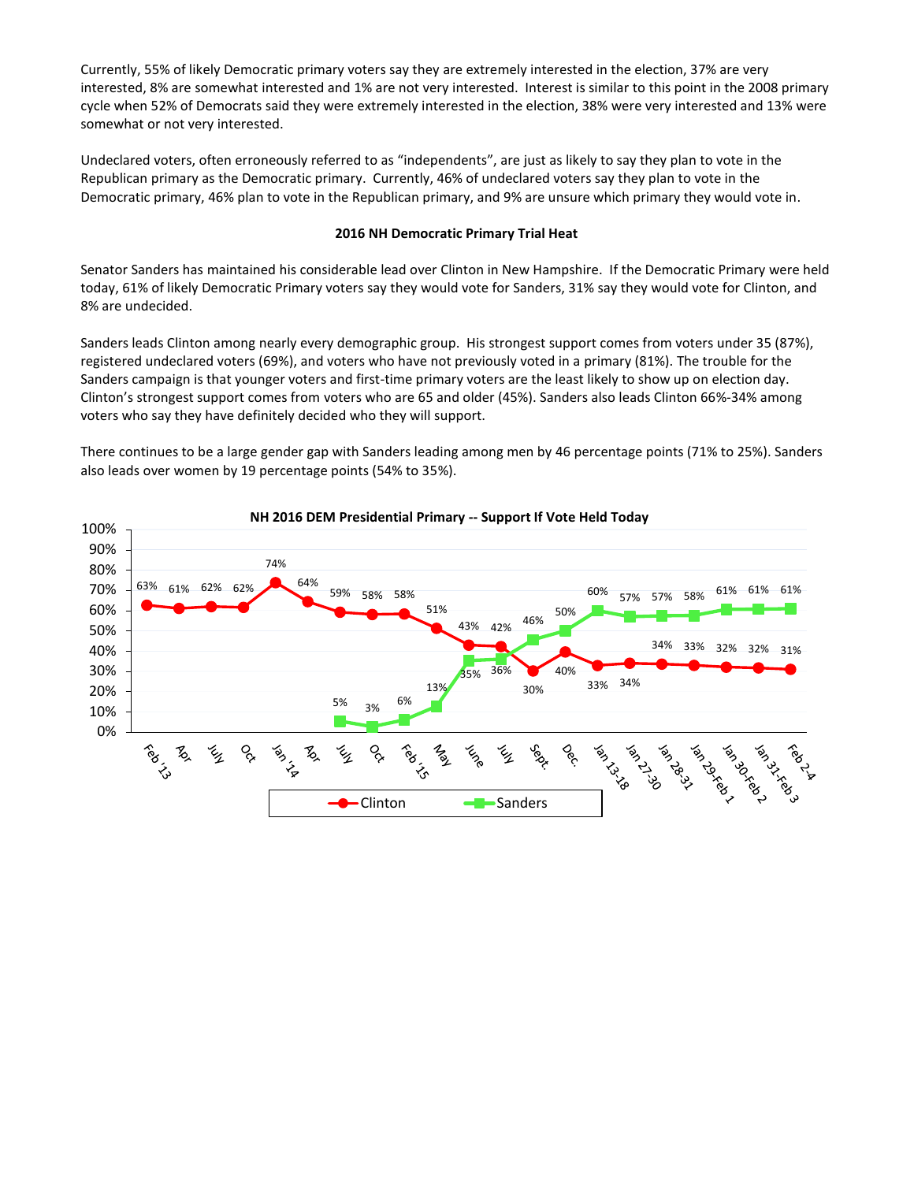Currently, 55% of likely Democratic primary voters say they are extremely interested in the election, 37% are very interested, 8% are somewhat interested and 1% are not very interested. Interest is similar to this point in the 2008 primary cycle when 52% of Democrats said they were extremely interested in the election, 38% were very interested and 13% were somewhat or not very interested.

Undeclared voters, often erroneously referred to as "independents", are just as likely to say they plan to vote in the Republican primary as the Democratic primary. Currently, 46% of undeclared voters say they plan to vote in the Democratic primary, 46% plan to vote in the Republican primary, and 9% are unsure which primary they would vote in.

**2016 NH Democratic Primary Trial Heat**

Senator Sanders has maintained his considerable lead over Clinton in New Hampshire. If the Democratic Primary were held today, 61% of likely Democratic Primary voters say they would vote for Sanders, 31% say they would vote for Clinton, and 8% are undecided.

Sanders leads Clinton among nearly every demographic group. His strongest support comes from voters under 35 (87%), registered undeclared voters (69%), and voters who have not previously voted in a primary (81%). The trouble for the Sanders campaign is that younger voters and first-time primary voters are the least likely to show up on election day. Clinton's strongest support comes from voters who are 65 and older (45%). Sanders also leads Clinton 66%-34% among voters who say they have definitely decided who they will support.

There continues to be a large gender gap with Sanders leading among men by 46 percentage points (71% to 25%). Sanders also leads over women by 19 percentage points (54% to 35%).

**NH 2016 DEM Presidential Primary -- Support If Vote Held Today**

| | Feb '13 | Apr | July | Oct | Jan '14 | Apr | July | Oct | Feb '15 | May | June | July | Sept. | Dec. | Jan 13-18 | Jan 27-30 | Jan 28-31 | Jan 29-Feb 1 | Jan 30-Feb 2 | Jan 31-Feb 3 | Feb 2-4 |
|---|---|---|---|---|---|---|---|---|---|---|---|---|---|---|---|---|---|---|---|---|---|
| Clinton | 63% | 61% | 62% | 62% | 74% | 64% | 59% | 58% | 58% | 51% | 43% | 42% | 30% | 40% | 33% | 34% | 34% | 33% | 32% | 32% | 31% |
| Sanders | | | | | | | 5% | 3% | 6% | 13% | 35% | 36% | 46% | 50% | 60% | 57% | 57% | 58% | 61% | 61% | 61% |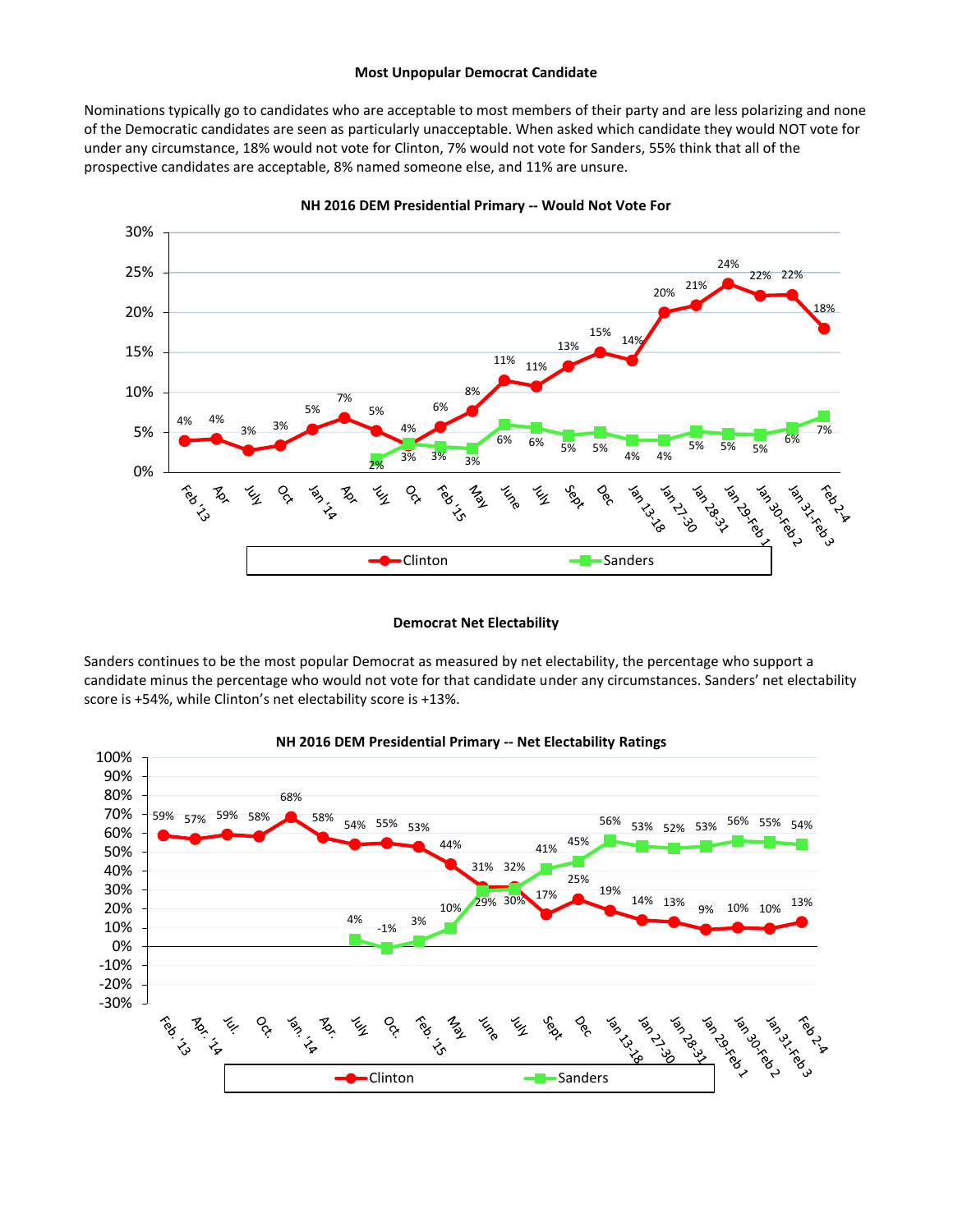**Most Unpopular Democrat Candidate**

Nominations typically go to candidates who are acceptable to most members of their party and are less polarizing and none of the Democratic candidates are seen as particularly unacceptable. When asked which candidate they would NOT vote for under any circumstance, 18% would not vote for Clinton, 7% would not vote for Sanders, 55% think that all of the prospective candidates are acceptable, 8% named someone else, and 11% are unsure.

**NH 2016 DEM Presidential Primary -- Would Not Vote For**

| | Feb '13 | Apr | July | Oct | Jan '14 | Apr | July | Oct | Feb '15 | May | June | July | Sept | Dec | Jan 13-18 | Jan 27-30 | Jan 28-31 | Jan 29-Feb 1 | Jan 30-Feb 2 | Jan 31-Feb 3 | Feb 2-4 |
|---|---|---|---|---|---|---|---|---|---|---|---|---|---|---|---|---|---|---|---|---|---|
| Clinton | 4% | 4% | 3% | 3% | 5% | 7% | 5% | 4% | 6% | 8% | 11% | 11% | 13% | 15% | 14% | 20% | 21% | 24% | 22% | 22% | 18% |
| Sanders | | | | | | | 2% | 3% | 3% | 3% | 6% | 6% | 5% | 5% | 4% | 4% | 5% | 5% | 5% | 6% | 7% |

**Democrat Net Electability**

Sanders continues to be the most popular Democrat as measured by net electability, the percentage who support a candidate minus the percentage who would not vote for that candidate under any circumstances. Sanders' net electability score is +54%, while Clinton's net electability score is +13%.

**NH 2016 DEM Presidential Primary -- Net Electability Ratings**

| | Feb. '13 | Apr. '14 | Jul. | Oct. | Jan. '14 | Apr. | July | Oct. | Feb. '15 | May | June | July | Sept | Dec | Jan 13-18 | Jan 27-30 | Jan 28-31 | Jan 29-Feb 1 | Jan 30-Feb 2 | Jan 31-Feb 3 | Feb 2-4 |
|---|---|---|---|---|---|---|---|---|---|---|---|---|---|---|---|---|---|---|---|---|---|
| Clinton | 59% | 57% | 59% | 58% | 68% | 58% | 54% | 55% | 53% | 44% | 31% | 32% | 17% | 25% | 19% | 14% | 13% | 9% | 10% | 10% | 13% |
| Sanders | | | | | | | 4% | -1% | 3% | 10% | 29% | 30% | 41% | 45% | 56% | 53% | 52% | 53% | 56% | 55% | 54% |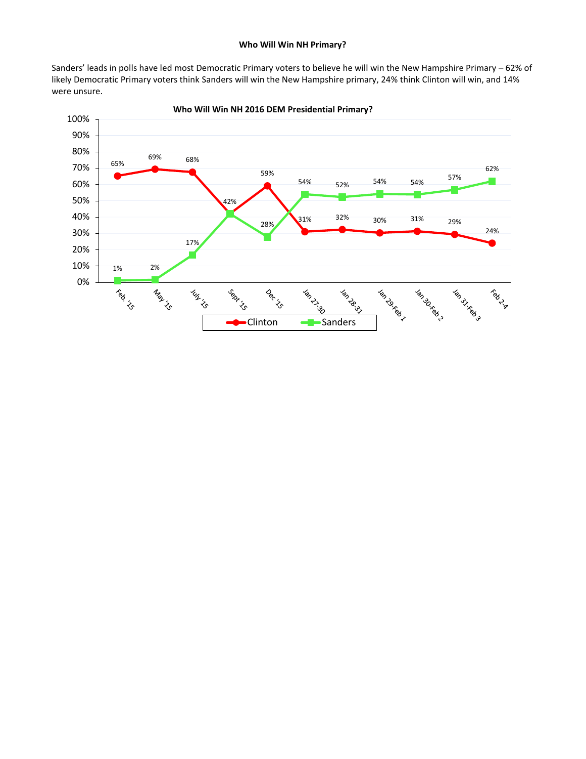**Who Will Win NH Primary?**

Sanders' leads in polls have led most Democratic Primary voters to believe he will win the New Hampshire Primary – 62% of likely Democratic Primary voters think Sanders will win the New Hampshire primary, 24% think Clinton will win, and 14% were unsure.

**Who Will Win NH 2016 DEM Presidential Primary?**

| | Feb. '15 | May '15 | July '15 | Sept '15 | Dec '15 | Jan 27-30 | Jan 28-31 | Jan 29-Feb 1 | Jan 30-Feb 2 | Jan 31-Feb 3 | Feb 2-4 |
|---|---|---|---|---|---|---|---|---|---|---|---|
| Clinton | 65% | 69% | 68% | 42% | 59% | 31% | 32% | 30% | 31% | 29% | 24% |
| Sanders | 1% | 2% | 17% | 42% | 28% | 54% | 52% | 54% | 54% | 57% | 62% |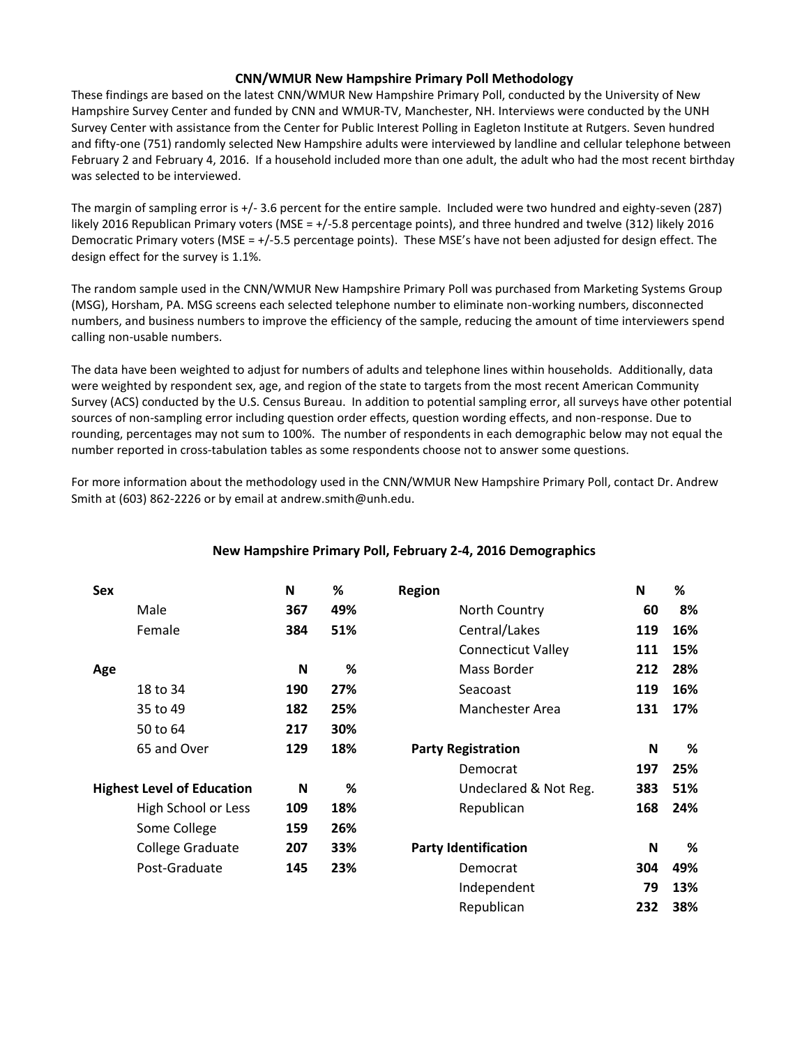## CNN/WMUR New Hampshire Primary Poll Methodology

These findings are based on the latest CNN/WMUR New Hampshire Primary Poll, conducted by the University of New Hampshire Survey Center and funded by CNN and WMUR-TV, Manchester, NH. Interviews were conducted by the UNH Survey Center with assistance from the Center for Public Interest Polling in Eagleton Institute at Rutgers. Seven hundred and fifty-one (751) randomly selected New Hampshire adults were interviewed by landline and cellular telephone between February 2 and February 4, 2016. If a household included more than one adult, the adult who had the most recent birthday was selected to be interviewed.

The margin of sampling error is +/- 3.6 percent for the entire sample. Included were two hundred and eighty-seven (287) likely 2016 Republican Primary voters (MSE = +/-5.8 percentage points), and three hundred and twelve (312) likely 2016 Democratic Primary voters (MSE = +/-5.5 percentage points). These MSE's have not been adjusted for design effect. The design effect for the survey is 1.1%.

The random sample used in the CNN/WMUR New Hampshire Primary Poll was purchased from Marketing Systems Group (MSG), Horsham, PA. MSG screens each selected telephone number to eliminate non-working numbers, disconnected numbers, and business numbers to improve the efficiency of the sample, reducing the amount of time interviewers spend calling non-usable numbers.

The data have been weighted to adjust for numbers of adults and telephone lines within households. Additionally, data were weighted by respondent sex, age, and region of the state to targets from the most recent American Community Survey (ACS) conducted by the U.S. Census Bureau. In addition to potential sampling error, all surveys have other potential sources of non-sampling error including question order effects, question wording effects, and non-response. Due to rounding, percentages may not sum to 100%. The number of respondents in each demographic below may not equal the number reported in cross-tabulation tables as some respondents choose not to answer some questions.

For more information about the methodology used in the CNN/WMUR New Hampshire Primary Poll, contact Dr. Andrew Smith at (603) 862-2226 or by email at andrew.smith@unh.edu.

### New Hampshire Primary Poll, February 2-4, 2016 Demographics

| **Sex** | **N** | **%** |
|---|---|---|
| Male | 367 | 49% |
| Female | 384 | 51% |

| **Age** | **N** | **%** |
|---|---|---|
| 18 to 34 | 190 | 27% |
| 35 to 49 | 182 | 25% |
| 50 to 64 | 217 | 30% |
| 65 and Over | 129 | 18% |

| **Highest Level of Education** | **N** | **%** |
|---|---|---|
| High School or Less | 109 | 18% |
| Some College | 159 | 26% |
| College Graduate | 207 | 33% |
| Post-Graduate | 145 | 23% |

| **Region** | **N** | **%** |
|---|---|---|
| North Country | 60 | 8% |
| Central/Lakes | 119 | 16% |
| Connecticut Valley | 111 | 15% |
| Mass Border | 212 | 28% |
| Seacoast | 119 | 16% |
| Manchester Area | 131 | 17% |

| **Party Registration** | **N** | **%** |
|---|---|---|
| Democrat | 197 | 25% |
| Undeclared & Not Reg. | 383 | 51% |
| Republican | 168 | 24% |

| **Party Identification** | **N** | **%** |
|---|---|---|
| Democrat | 304 | 49% |
| Independent | 79 | 13% |
| Republican | 232 | 38% |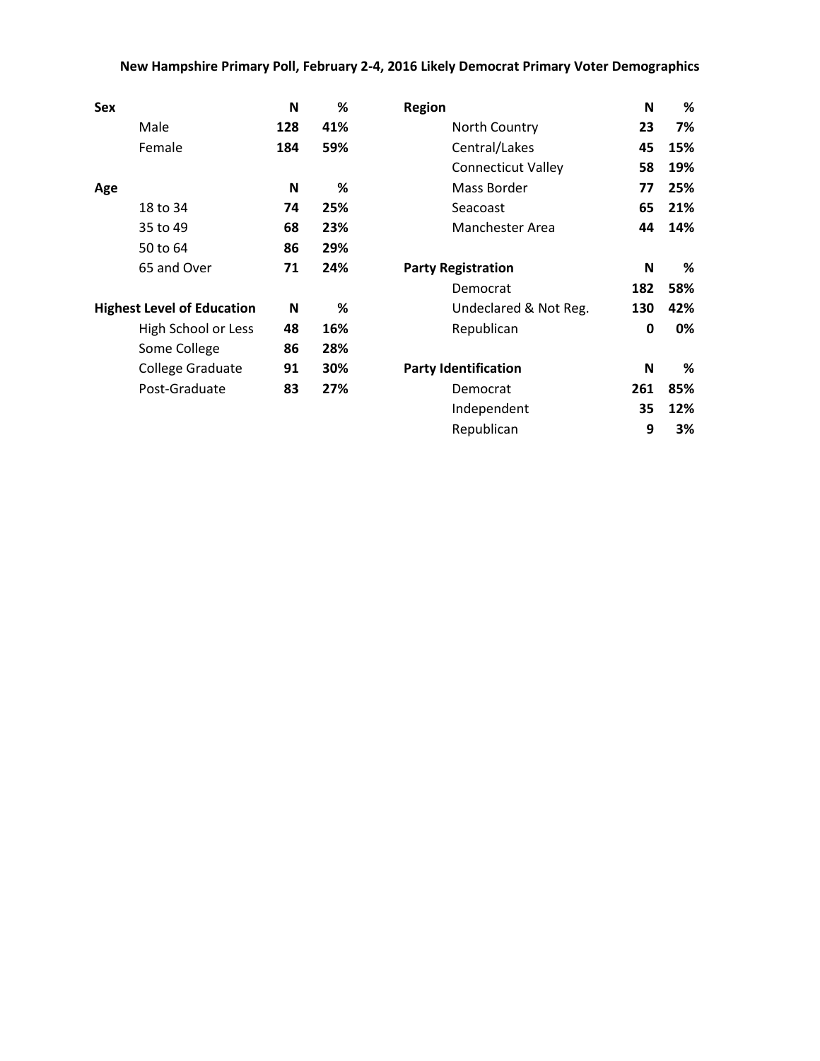**New Hampshire Primary Poll, February 2-4, 2016 Likely Democrat Primary Voter Demographics**

| Sex | N | % |
|---|---|---|
| Male | **128** | **41%** |
| Female | **184** | **59%** |

| Age | N | % |
|---|---|---|
| 18 to 34 | **74** | **25%** |
| 35 to 49 | **68** | **23%** |
| 50 to 64 | **86** | **29%** |
| 65 and Over | **71** | **24%** |

| Highest Level of Education | N | % |
|---|---|---|
| High School or Less | **48** | **16%** |
| Some College | **86** | **28%** |
| College Graduate | **91** | **30%** |
| Post-Graduate | **83** | **27%** |

| Region | N | % |
|---|---|---|
| North Country | **23** | **7%** |
| Central/Lakes | **45** | **15%** |
| Connecticut Valley | **58** | **19%** |
| Mass Border | **77** | **25%** |
| Seacoast | **65** | **21%** |
| Manchester Area | **44** | **14%** |

| Party Registration | N | % |
|---|---|---|
| Democrat | **182** | **58%** |
| Undeclared & Not Reg. | **130** | **42%** |
| Republican | **0** | **0%** |

| Party Identification | N | % |
|---|---|---|
| Democrat | **261** | **85%** |
| Independent | **35** | **12%** |
| Republican | **9** | **3%** |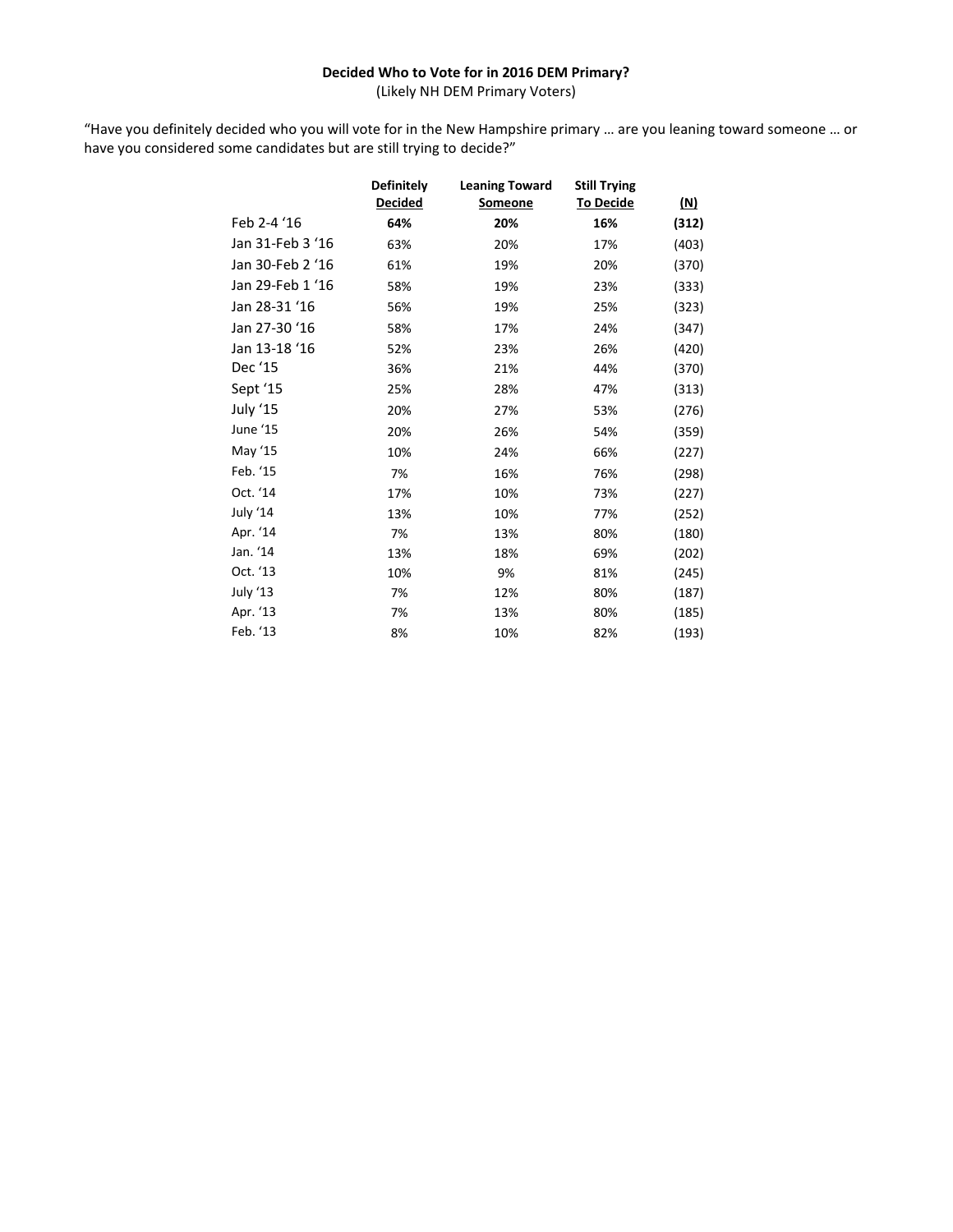**Decided Who to Vote for in 2016 DEM Primary?**
(Likely NH DEM Primary Voters)

"Have you definitely decided who you will vote for in the New Hampshire primary … are you leaning toward someone … or have you considered some candidates but are still trying to decide?"

| | Definitely Decided | Leaning Toward Someone | Still Trying To Decide | (N) |
|---|---|---|---|---|
| Feb 2-4 '16 | **64%** | **20%** | **16%** | **(312)** |
| Jan 31-Feb 3 '16 | 63% | 20% | 17% | (403) |
| Jan 30-Feb 2 '16 | 61% | 19% | 20% | (370) |
| Jan 29-Feb 1 '16 | 58% | 19% | 23% | (333) |
| Jan 28-31 '16 | 56% | 19% | 25% | (323) |
| Jan 27-30 '16 | 58% | 17% | 24% | (347) |
| Jan 13-18 '16 | 52% | 23% | 26% | (420) |
| Dec '15 | 36% | 21% | 44% | (370) |
| Sept '15 | 25% | 28% | 47% | (313) |
| July '15 | 20% | 27% | 53% | (276) |
| June '15 | 20% | 26% | 54% | (359) |
| May '15 | 10% | 24% | 66% | (227) |
| Feb. '15 | 7% | 16% | 76% | (298) |
| Oct. '14 | 17% | 10% | 73% | (227) |
| July '14 | 13% | 10% | 77% | (252) |
| Apr. '14 | 7% | 13% | 80% | (180) |
| Jan. '14 | 13% | 18% | 69% | (202) |
| Oct. '13 | 10% | 9% | 81% | (245) |
| July '13 | 7% | 12% | 80% | (187) |
| Apr. '13 | 7% | 13% | 80% | (185) |
| Feb. '13 | 8% | 10% | 82% | (193) |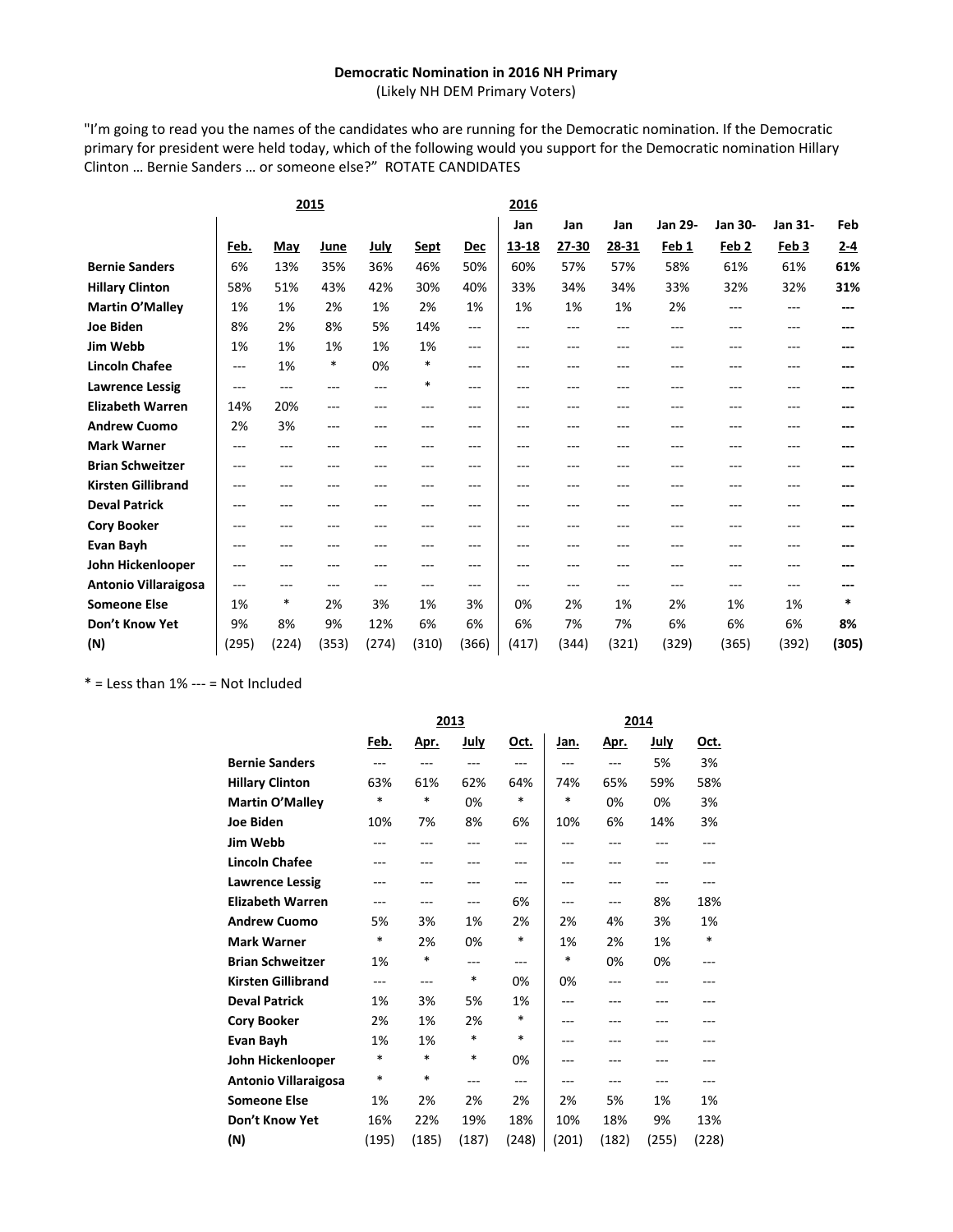**Democratic Nomination in 2016 NH Primary**
(Likely NH DEM Primary Voters)

"I'm going to read you the names of the candidates who are running for the Democratic nomination. If the Democratic primary for president were held today, which of the following would you support for the Democratic nomination Hillary Clinton … Bernie Sanders … or someone else?" ROTATE CANDIDATES

| | 2015 | | | | | | 2016 | | | | | | |
|---|---|---|---|---|---|---|---|---|---|---|---|---|---|
| | | | | | | | Jan | Jan | Jan | Jan 29- | Jan 30- | Jan 31- | Feb |
| | Feb. | May | June | July | Sept | Dec | 13-18 | 27-30 | 28-31 | Feb 1 | Feb 2 | Feb 3 | **2-4** |
| **Bernie Sanders** | 6% | 13% | 35% | 36% | 46% | 50% | 60% | 57% | 57% | 58% | 61% | 61% | **61%** |
| **Hillary Clinton** | 58% | 51% | 43% | 42% | 30% | 40% | 33% | 34% | 34% | 33% | 32% | 32% | **31%** |
| **Martin O'Malley** | 1% | 1% | 2% | 1% | 2% | 1% | 1% | 1% | 1% | 2% | --- | --- | **---** |
| **Joe Biden** | 8% | 2% | 8% | 5% | 14% | --- | --- | --- | --- | --- | --- | --- | **---** |
| **Jim Webb** | 1% | 1% | 1% | 1% | 1% | --- | --- | --- | --- | --- | --- | --- | **---** |
| **Lincoln Chafee** | --- | 1% | * | 0% | * | --- | --- | --- | --- | --- | --- | --- | **---** |
| **Lawrence Lessig** | --- | --- | --- | --- | * | --- | --- | --- | --- | --- | --- | --- | **---** |
| **Elizabeth Warren** | 14% | 20% | --- | --- | --- | --- | --- | --- | --- | --- | --- | --- | **---** |
| **Andrew Cuomo** | 2% | 3% | --- | --- | --- | --- | --- | --- | --- | --- | --- | --- | **---** |
| **Mark Warner** | --- | --- | --- | --- | --- | --- | --- | --- | --- | --- | --- | --- | **---** |
| **Brian Schweitzer** | --- | --- | --- | --- | --- | --- | --- | --- | --- | --- | --- | --- | **---** |
| **Kirsten Gillibrand** | --- | --- | --- | --- | --- | --- | --- | --- | --- | --- | --- | --- | **---** |
| **Deval Patrick** | --- | --- | --- | --- | --- | --- | --- | --- | --- | --- | --- | --- | **---** |
| **Cory Booker** | --- | --- | --- | --- | --- | --- | --- | --- | --- | --- | --- | --- | **---** |
| **Evan Bayh** | --- | --- | --- | --- | --- | --- | --- | --- | --- | --- | --- | --- | **---** |
| **John Hickenlooper** | --- | --- | --- | --- | --- | --- | --- | --- | --- | --- | --- | --- | **---** |
| **Antonio Villaraigosa** | --- | --- | --- | --- | --- | --- | --- | --- | --- | --- | --- | --- | **---** |
| **Someone Else** | 1% | * | 2% | 3% | 1% | 3% | 0% | 2% | 1% | 2% | 1% | 1% | ***** |
| **Don't Know Yet** | 9% | 8% | 9% | 12% | 6% | 6% | 6% | 7% | 7% | 6% | 6% | 6% | **8%** |
| **(N)** | (295) | (224) | (353) | (274) | (310) | (366) | (417) | (344) | (321) | (329) | (365) | (392) | **(305)** |

* = Less than 1% --- = Not Included

| | 2013 | | | | 2014 | | | |
|---|---|---|---|---|---|---|---|---|
| | Feb. | Apr. | July | Oct. | Jan. | Apr. | July | Oct. |
| **Bernie Sanders** | --- | --- | --- | --- | --- | --- | 5% | 3% |
| **Hillary Clinton** | 63% | 61% | 62% | 64% | 74% | 65% | 59% | 58% |
| **Martin O'Malley** | * | * | 0% | * | * | 0% | 0% | 3% |
| **Joe Biden** | 10% | 7% | 8% | 6% | 10% | 6% | 14% | 3% |
| **Jim Webb** | --- | --- | --- | --- | --- | --- | --- | --- |
| **Lincoln Chafee** | --- | --- | --- | --- | --- | --- | --- | --- |
| **Lawrence Lessig** | --- | --- | --- | --- | --- | --- | --- | --- |
| **Elizabeth Warren** | --- | --- | --- | 6% | --- | --- | 8% | 18% |
| **Andrew Cuomo** | 5% | 3% | 1% | 2% | 2% | 4% | 3% | 1% |
| **Mark Warner** | * | 2% | 0% | * | 1% | 2% | 1% | * |
| **Brian Schweitzer** | 1% | * | --- | --- | * | 0% | 0% | --- |
| **Kirsten Gillibrand** | --- | --- | * | 0% | 0% | --- | --- | --- |
| **Deval Patrick** | 1% | 3% | 5% | 1% | --- | --- | --- | --- |
| **Cory Booker** | 2% | 1% | 2% | * | --- | --- | --- | --- |
| **Evan Bayh** | 1% | 1% | * | * | --- | --- | --- | --- |
| **John Hickenlooper** | * | * | * | 0% | --- | --- | --- | --- |
| **Antonio Villaraigosa** | * | * | --- | --- | --- | --- | --- | --- |
| **Someone Else** | 1% | 2% | 2% | 2% | 2% | 5% | 1% | 1% |
| **Don't Know Yet** | 16% | 22% | 19% | 18% | 10% | 18% | 9% | 13% |
| **(N)** | (195) | (185) | (187) | (248) | (201) | (182) | (255) | (228) |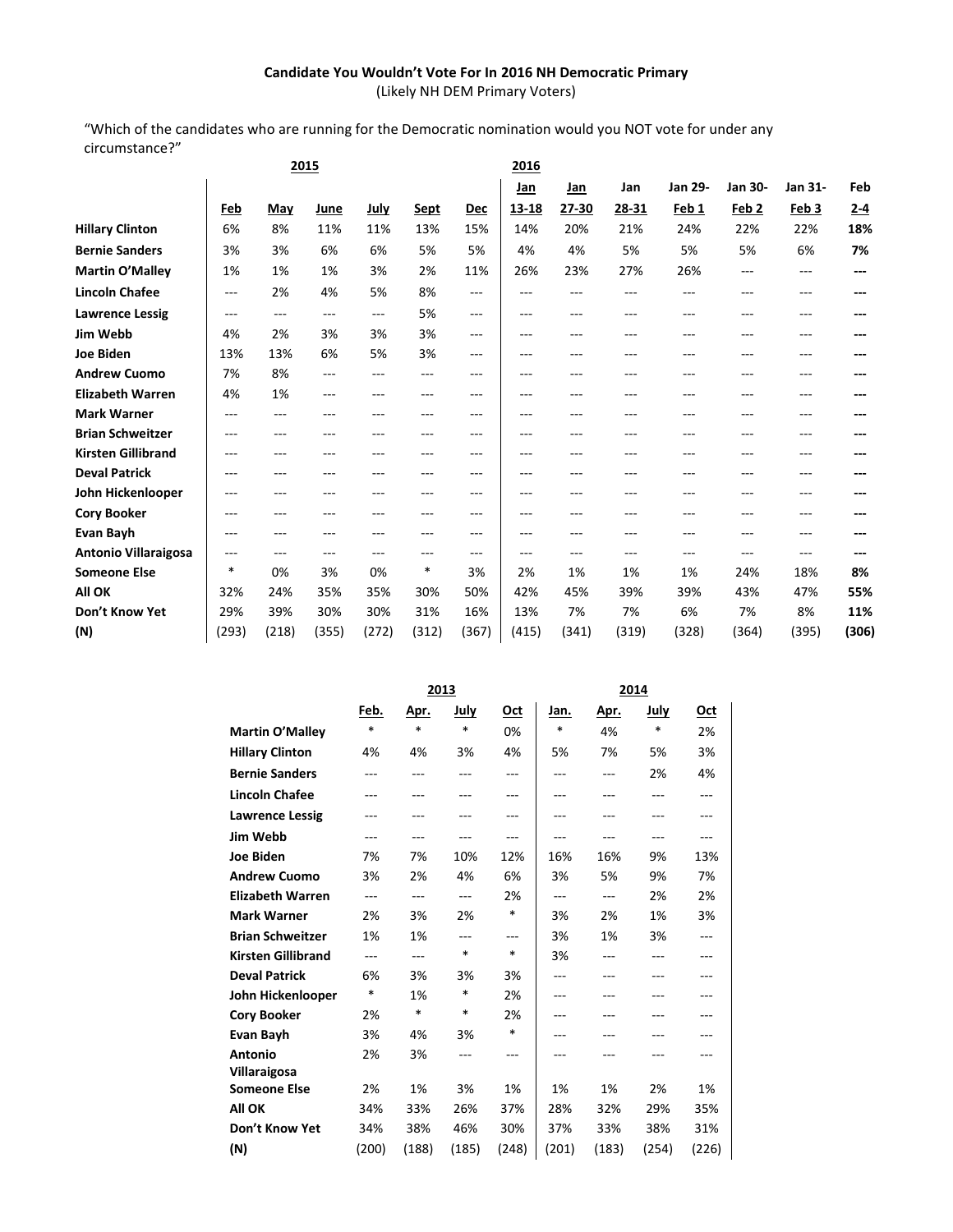**Candidate You Wouldn't Vote For In 2016 NH Democratic Primary**
(Likely NH DEM Primary Voters)

"Which of the candidates who are running for the Democratic nomination would you NOT vote for under any circumstance?"

| | 2015 | | | | | | 2016 | | | | | | |
|---|---|---|---|---|---|---|---|---|---|---|---|---|---|
| | Feb | May | June | July | Sept | Dec | Jan 13-18 | Jan 27-30 | Jan 28-31 | Jan 29-Feb 1 | Jan 30-Feb 2 | Jan 31-Feb 3 | Feb 2-4 |
| **Hillary Clinton** | 6% | 8% | 11% | 11% | 13% | 15% | 14% | 20% | 21% | 24% | 22% | 22% | **18%** |
| **Bernie Sanders** | 3% | 3% | 6% | 6% | 5% | 5% | 4% | 4% | 5% | 5% | 5% | 6% | **7%** |
| **Martin O'Malley** | 1% | 1% | 1% | 3% | 2% | 11% | 26% | 23% | 27% | 26% | --- | --- | **---** |
| **Lincoln Chafee** | --- | 2% | 4% | 5% | 8% | --- | --- | --- | --- | --- | --- | --- | **---** |
| **Lawrence Lessig** | --- | --- | --- | --- | 5% | --- | --- | --- | --- | --- | --- | --- | **---** |
| **Jim Webb** | 4% | 2% | 3% | 3% | 3% | --- | --- | --- | --- | --- | --- | --- | **---** |
| **Joe Biden** | 13% | 13% | 6% | 5% | 3% | --- | --- | --- | --- | --- | --- | --- | **---** |
| **Andrew Cuomo** | 7% | 8% | --- | --- | --- | --- | --- | --- | --- | --- | --- | --- | **---** |
| **Elizabeth Warren** | 4% | 1% | --- | --- | --- | --- | --- | --- | --- | --- | --- | --- | **---** |
| **Mark Warner** | --- | --- | --- | --- | --- | --- | --- | --- | --- | --- | --- | --- | **---** |
| **Brian Schweitzer** | --- | --- | --- | --- | --- | --- | --- | --- | --- | --- | --- | --- | **---** |
| **Kirsten Gillibrand** | --- | --- | --- | --- | --- | --- | --- | --- | --- | --- | --- | --- | **---** |
| **Deval Patrick** | --- | --- | --- | --- | --- | --- | --- | --- | --- | --- | --- | --- | **---** |
| **John Hickenlooper** | --- | --- | --- | --- | --- | --- | --- | --- | --- | --- | --- | --- | **---** |
| **Cory Booker** | --- | --- | --- | --- | --- | --- | --- | --- | --- | --- | --- | --- | **---** |
| **Evan Bayh** | --- | --- | --- | --- | --- | --- | --- | --- | --- | --- | --- | --- | **---** |
| **Antonio Villaraigosa** | --- | --- | --- | --- | --- | --- | --- | --- | --- | --- | --- | --- | **---** |
| **Someone Else** | * | 0% | 3% | 0% | * | 3% | 2% | 1% | 1% | 1% | 24% | 18% | **8%** |
| **All OK** | 32% | 24% | 35% | 35% | 30% | 50% | 42% | 45% | 39% | 39% | 43% | 47% | **55%** |
| **Don't Know Yet** | 29% | 39% | 30% | 30% | 31% | 16% | 13% | 7% | 7% | 6% | 7% | 8% | **11%** |
| **(N)** | (293) | (218) | (355) | (272) | (312) | (367) | (415) | (341) | (319) | (328) | (364) | (395) | **(306)** |

| | 2013 | | | | 2014 | | | |
|---|---|---|---|---|---|---|---|---|
| | Feb. | Apr. | July | Oct | Jan. | Apr. | July | Oct |
| **Martin O'Malley** | * | * | * | 0% | * | 4% | * | 2% |
| **Hillary Clinton** | 4% | 4% | 3% | 4% | 5% | 7% | 5% | 3% |
| **Bernie Sanders** | --- | --- | --- | --- | --- | --- | 2% | 4% |
| **Lincoln Chafee** | --- | --- | --- | --- | --- | --- | --- | --- |
| **Lawrence Lessig** | --- | --- | --- | --- | --- | --- | --- | --- |
| **Jim Webb** | --- | --- | --- | --- | --- | --- | --- | --- |
| **Joe Biden** | 7% | 7% | 10% | 12% | 16% | 16% | 9% | 13% |
| **Andrew Cuomo** | 3% | 2% | 4% | 6% | 3% | 5% | 9% | 7% |
| **Elizabeth Warren** | --- | --- | --- | 2% | --- | --- | 2% | 2% |
| **Mark Warner** | 2% | 3% | 2% | * | 3% | 2% | 1% | 3% |
| **Brian Schweitzer** | 1% | 1% | --- | --- | 3% | 1% | 3% | --- |
| **Kirsten Gillibrand** | --- | --- | * | * | 3% | --- | --- | --- |
| **Deval Patrick** | 6% | 3% | 3% | 3% | --- | --- | --- | --- |
| **John Hickenlooper** | * | 1% | * | 2% | --- | --- | --- | --- |
| **Cory Booker** | 2% | * | * | 2% | --- | --- | --- | --- |
| **Evan Bayh** | 3% | 4% | 3% | * | --- | --- | --- | --- |
| **Antonio Villaraigosa** | 2% | 3% | --- | --- | --- | --- | --- | --- |
| **Someone Else** | 2% | 1% | 3% | 1% | 1% | 1% | 2% | 1% |
| **All OK** | 34% | 33% | 26% | 37% | 28% | 32% | 29% | 35% |
| **Don't Know Yet** | 34% | 38% | 46% | 30% | 37% | 33% | 38% | 31% |
| **(N)** | (200) | (188) | (185) | (248) | (201) | (183) | (254) | (226) |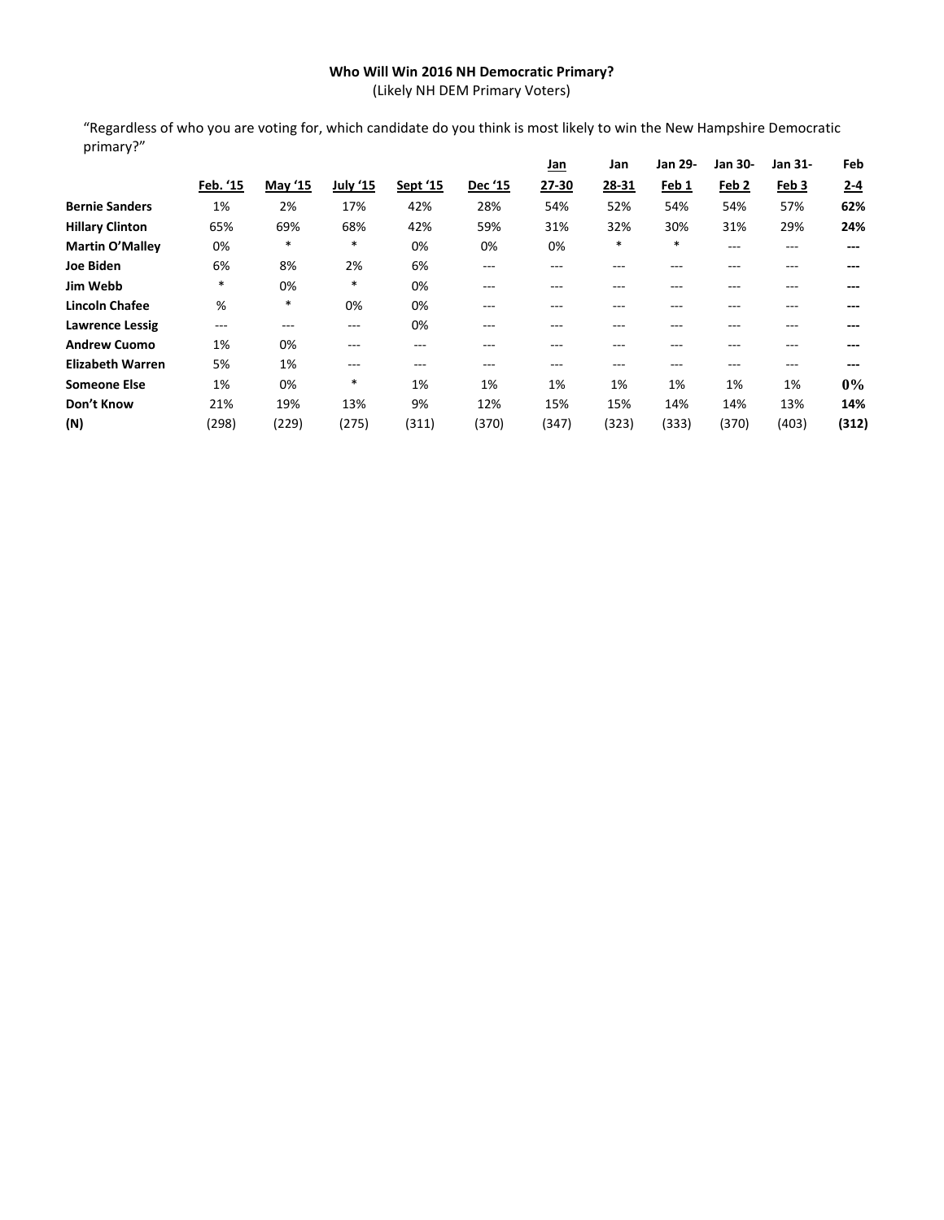**Who Will Win 2016 NH Democratic Primary?**
(Likely NH DEM Primary Voters)

"Regardless of who you are voting for, which candidate do you think is most likely to win the New Hampshire Democratic primary?"

| | Feb. '15 | May '15 | July '15 | Sept '15 | Dec '15 | Jan 27-30 | Jan 28-31 | Jan 29-Feb 1 | Jan 30-Feb 2 | Jan 31-Feb 3 | Feb 2-4 |
|---|---|---|---|---|---|---|---|---|---|---|---|
| **Bernie Sanders** | 1% | 2% | 17% | 42% | 28% | 54% | 52% | 54% | 54% | 57% | **62%** |
| **Hillary Clinton** | 65% | 69% | 68% | 42% | 59% | 31% | 32% | 30% | 31% | 29% | **24%** |
| **Martin O'Malley** | 0% | * | * | 0% | 0% | 0% | * | * | --- | --- | **---** |
| **Joe Biden** | 6% | 8% | 2% | 6% | --- | --- | --- | --- | --- | --- | **---** |
| **Jim Webb** | * | 0% | * | 0% | --- | --- | --- | --- | --- | --- | **---** |
| **Lincoln Chafee** | % | * | 0% | 0% | --- | --- | --- | --- | --- | --- | **---** |
| **Lawrence Lessig** | --- | --- | --- | 0% | --- | --- | --- | --- | --- | --- | **---** |
| **Andrew Cuomo** | 1% | 0% | --- | --- | --- | --- | --- | --- | --- | --- | **---** |
| **Elizabeth Warren** | 5% | 1% | --- | --- | --- | --- | --- | --- | --- | --- | **---** |
| **Someone Else** | 1% | 0% | * | 1% | 1% | 1% | 1% | 1% | 1% | 1% | **0%** |
| **Don't Know** | 21% | 19% | 13% | 9% | 12% | 15% | 15% | 14% | 14% | 13% | **14%** |
| **(N)** | (298) | (229) | (275) | (311) | (370) | (347) | (323) | (333) | (370) | (403) | **(312)** |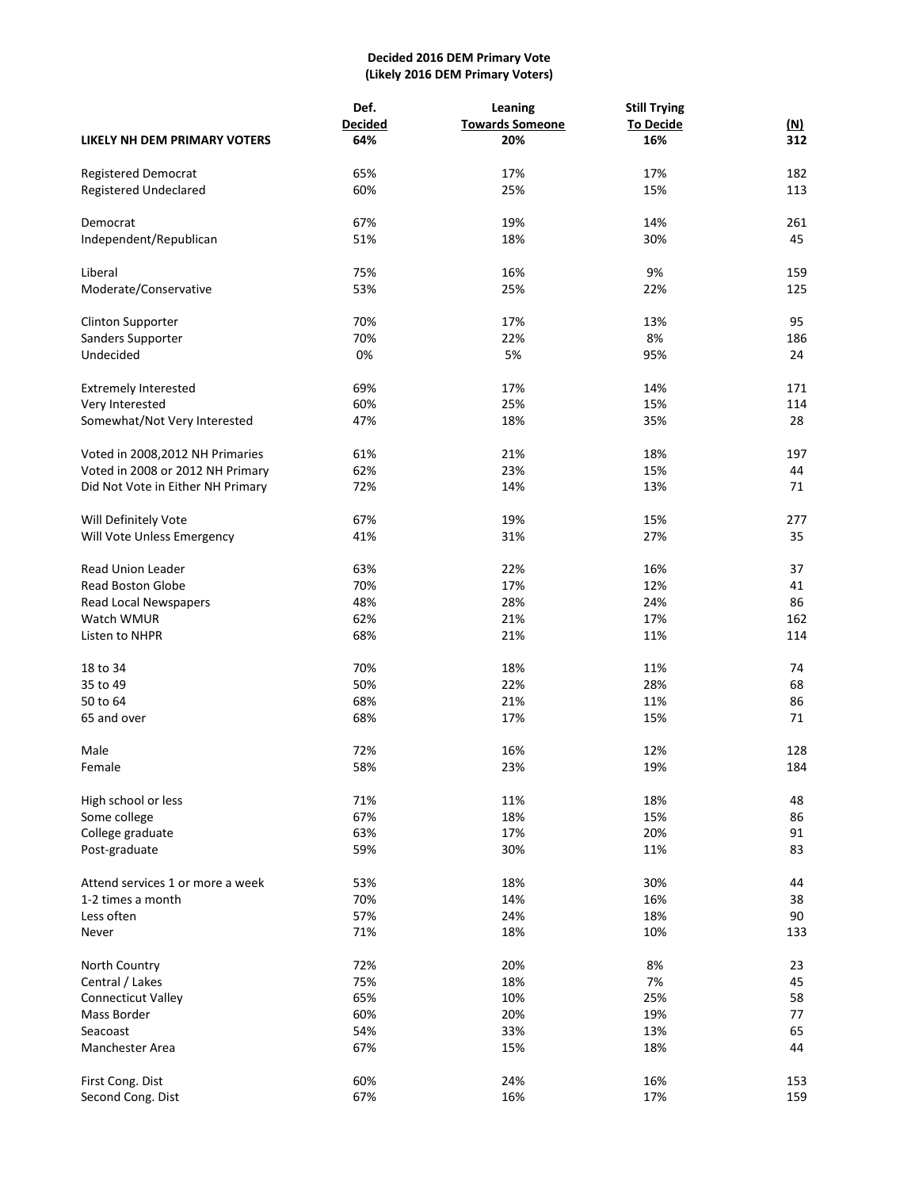**Decided 2016 DEM Primary Vote**
**(Likely 2016 DEM Primary Voters)**

| | Def. Decided | Leaning Towards Someone | Still Trying To Decide | (N) |
|---|---|---|---|---|
| **LIKELY NH DEM PRIMARY VOTERS** | 64% | 20% | 16% | 312 |
| Registered Democrat | 65% | 17% | 17% | 182 |
| Registered Undeclared | 60% | 25% | 15% | 113 |
| Democrat | 67% | 19% | 14% | 261 |
| Independent/Republican | 51% | 18% | 30% | 45 |
| Liberal | 75% | 16% | 9% | 159 |
| Moderate/Conservative | 53% | 25% | 22% | 125 |
| Clinton Supporter | 70% | 17% | 13% | 95 |
| Sanders Supporter | 70% | 22% | 8% | 186 |
| Undecided | 0% | 5% | 95% | 24 |
| Extremely Interested | 69% | 17% | 14% | 171 |
| Very Interested | 60% | 25% | 15% | 114 |
| Somewhat/Not Very Interested | 47% | 18% | 35% | 28 |
| Voted in 2008,2012 NH Primaries | 61% | 21% | 18% | 197 |
| Voted in 2008 or 2012 NH Primary | 62% | 23% | 15% | 44 |
| Did Not Vote in Either NH Primary | 72% | 14% | 13% | 71 |
| Will Definitely Vote | 67% | 19% | 15% | 277 |
| Will Vote Unless Emergency | 41% | 31% | 27% | 35 |
| Read Union Leader | 63% | 22% | 16% | 37 |
| Read Boston Globe | 70% | 17% | 12% | 41 |
| Read Local Newspapers | 48% | 28% | 24% | 86 |
| Watch WMUR | 62% | 21% | 17% | 162 |
| Listen to NHPR | 68% | 21% | 11% | 114 |
| 18 to 34 | 70% | 18% | 11% | 74 |
| 35 to 49 | 50% | 22% | 28% | 68 |
| 50 to 64 | 68% | 21% | 11% | 86 |
| 65 and over | 68% | 17% | 15% | 71 |
| Male | 72% | 16% | 12% | 128 |
| Female | 58% | 23% | 19% | 184 |
| High school or less | 71% | 11% | 18% | 48 |
| Some college | 67% | 18% | 15% | 86 |
| College graduate | 63% | 17% | 20% | 91 |
| Post-graduate | 59% | 30% | 11% | 83 |
| Attend services 1 or more a week | 53% | 18% | 30% | 44 |
| 1-2 times a month | 70% | 14% | 16% | 38 |
| Less often | 57% | 24% | 18% | 90 |
| Never | 71% | 18% | 10% | 133 |
| North Country | 72% | 20% | 8% | 23 |
| Central / Lakes | 75% | 18% | 7% | 45 |
| Connecticut Valley | 65% | 10% | 25% | 58 |
| Mass Border | 60% | 20% | 19% | 77 |
| Seacoast | 54% | 33% | 13% | 65 |
| Manchester Area | 67% | 15% | 18% | 44 |
| First Cong. Dist | 60% | 24% | 16% | 153 |
| Second Cong. Dist | 67% | 16% | 17% | 159 |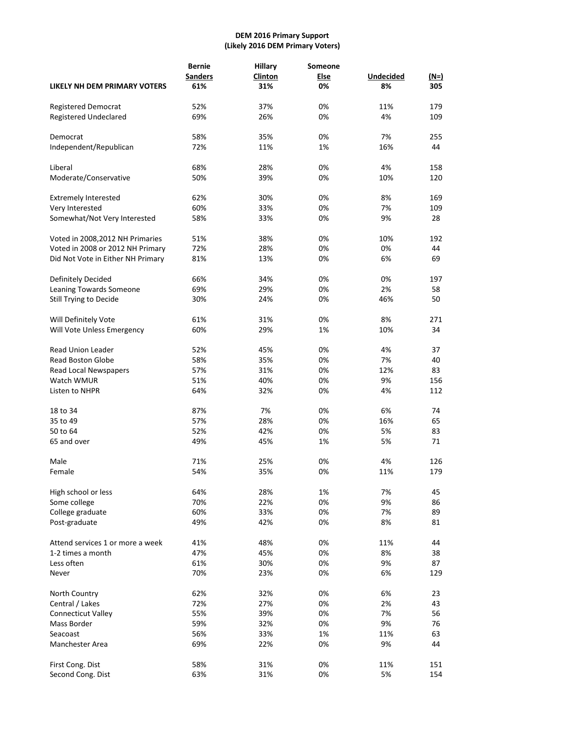**DEM 2016 Primary Support**
**(Likely 2016 DEM Primary Voters)**

| | Bernie Sanders | Hillary Clinton | Someone Else | Undecided | (N=) |
|---|---|---|---|---|---|
| **LIKELY NH DEM PRIMARY VOTERS** | **61%** | **31%** | **0%** | **8%** | **305** |
| Registered Democrat | 52% | 37% | 0% | 11% | 179 |
| Registered Undeclared | 69% | 26% | 0% | 4% | 109 |
| Democrat | 58% | 35% | 0% | 7% | 255 |
| Independent/Republican | 72% | 11% | 1% | 16% | 44 |
| Liberal | 68% | 28% | 0% | 4% | 158 |
| Moderate/Conservative | 50% | 39% | 0% | 10% | 120 |
| Extremely Interested | 62% | 30% | 0% | 8% | 169 |
| Very Interested | 60% | 33% | 0% | 7% | 109 |
| Somewhat/Not Very Interested | 58% | 33% | 0% | 9% | 28 |
| Voted in 2008,2012 NH Primaries | 51% | 38% | 0% | 10% | 192 |
| Voted in 2008 or 2012 NH Primary | 72% | 28% | 0% | 0% | 44 |
| Did Not Vote in Either NH Primary | 81% | 13% | 0% | 6% | 69 |
| Definitely Decided | 66% | 34% | 0% | 0% | 197 |
| Leaning Towards Someone | 69% | 29% | 0% | 2% | 58 |
| Still Trying to Decide | 30% | 24% | 0% | 46% | 50 |
| Will Definitely Vote | 61% | 31% | 0% | 8% | 271 |
| Will Vote Unless Emergency | 60% | 29% | 1% | 10% | 34 |
| Read Union Leader | 52% | 45% | 0% | 4% | 37 |
| Read Boston Globe | 58% | 35% | 0% | 7% | 40 |
| Read Local Newspapers | 57% | 31% | 0% | 12% | 83 |
| Watch WMUR | 51% | 40% | 0% | 9% | 156 |
| Listen to NHPR | 64% | 32% | 0% | 4% | 112 |
| 18 to 34 | 87% | 7% | 0% | 6% | 74 |
| 35 to 49 | 57% | 28% | 0% | 16% | 65 |
| 50 to 64 | 52% | 42% | 0% | 5% | 83 |
| 65 and over | 49% | 45% | 1% | 5% | 71 |
| Male | 71% | 25% | 0% | 4% | 126 |
| Female | 54% | 35% | 0% | 11% | 179 |
| High school or less | 64% | 28% | 1% | 7% | 45 |
| Some college | 70% | 22% | 0% | 9% | 86 |
| College graduate | 60% | 33% | 0% | 7% | 89 |
| Post-graduate | 49% | 42% | 0% | 8% | 81 |
| Attend services 1 or more a week | 41% | 48% | 0% | 11% | 44 |
| 1-2 times a month | 47% | 45% | 0% | 8% | 38 |
| Less often | 61% | 30% | 0% | 9% | 87 |
| Never | 70% | 23% | 0% | 6% | 129 |
| North Country | 62% | 32% | 0% | 6% | 23 |
| Central / Lakes | 72% | 27% | 0% | 2% | 43 |
| Connecticut Valley | 55% | 39% | 0% | 7% | 56 |
| Mass Border | 59% | 32% | 0% | 9% | 76 |
| Seacoast | 56% | 33% | 1% | 11% | 63 |
| Manchester Area | 69% | 22% | 0% | 9% | 44 |
| First Cong. Dist | 58% | 31% | 0% | 11% | 151 |
| Second Cong. Dist | 63% | 31% | 0% | 5% | 154 |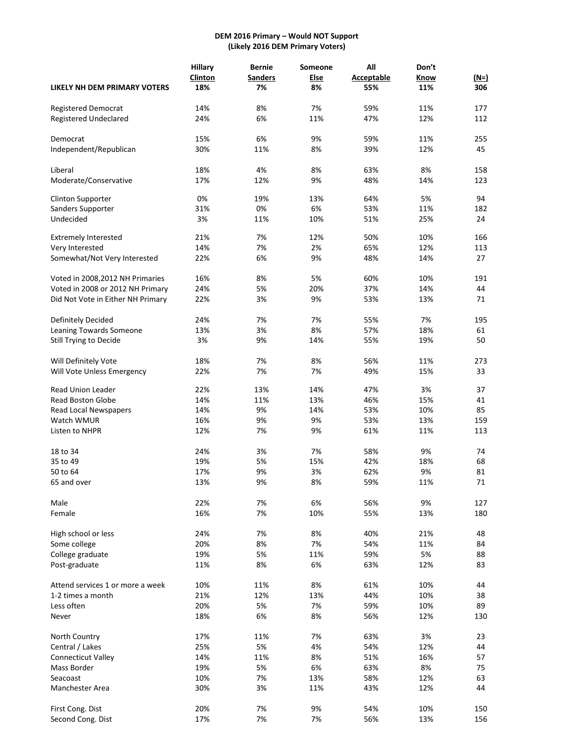**DEM 2016 Primary – Would NOT Support**
**(Likely 2016 DEM Primary Voters)**

| | Hillary Clinton | Bernie Sanders | Someone Else | All Acceptable | Don't Know | (N=) |
|---|---|---|---|---|---|---|
| **LIKELY NH DEM PRIMARY VOTERS** | **18%** | **7%** | **8%** | **55%** | **11%** | **306** |
| | | | | | | |
| Registered Democrat | 14% | 8% | 7% | 59% | 11% | 177 |
| Registered Undeclared | 24% | 6% | 11% | 47% | 12% | 112 |
| | | | | | | |
| Democrat | 15% | 6% | 9% | 59% | 11% | 255 |
| Independent/Republican | 30% | 11% | 8% | 39% | 12% | 45 |
| | | | | | | |
| Liberal | 18% | 4% | 8% | 63% | 8% | 158 |
| Moderate/Conservative | 17% | 12% | 9% | 48% | 14% | 123 |
| | | | | | | |
| Clinton Supporter | 0% | 19% | 13% | 64% | 5% | 94 |
| Sanders Supporter | 31% | 0% | 6% | 53% | 11% | 182 |
| Undecided | 3% | 11% | 10% | 51% | 25% | 24 |
| | | | | | | |
| Extremely Interested | 21% | 7% | 12% | 50% | 10% | 166 |
| Very Interested | 14% | 7% | 2% | 65% | 12% | 113 |
| Somewhat/Not Very Interested | 22% | 6% | 9% | 48% | 14% | 27 |
| | | | | | | |
| Voted in 2008,2012 NH Primaries | 16% | 8% | 5% | 60% | 10% | 191 |
| Voted in 2008 or 2012 NH Primary | 24% | 5% | 20% | 37% | 14% | 44 |
| Did Not Vote in Either NH Primary | 22% | 3% | 9% | 53% | 13% | 71 |
| | | | | | | |
| Definitely Decided | 24% | 7% | 7% | 55% | 7% | 195 |
| Leaning Towards Someone | 13% | 3% | 8% | 57% | 18% | 61 |
| Still Trying to Decide | 3% | 9% | 14% | 55% | 19% | 50 |
| | | | | | | |
| Will Definitely Vote | 18% | 7% | 8% | 56% | 11% | 273 |
| Will Vote Unless Emergency | 22% | 7% | 7% | 49% | 15% | 33 |
| | | | | | | |
| Read Union Leader | 22% | 13% | 14% | 47% | 3% | 37 |
| Read Boston Globe | 14% | 11% | 13% | 46% | 15% | 41 |
| Read Local Newspapers | 14% | 9% | 14% | 53% | 10% | 85 |
| Watch WMUR | 16% | 9% | 9% | 53% | 13% | 159 |
| Listen to NHPR | 12% | 7% | 9% | 61% | 11% | 113 |
| | | | | | | |
| 18 to 34 | 24% | 3% | 7% | 58% | 9% | 74 |
| 35 to 49 | 19% | 5% | 15% | 42% | 18% | 68 |
| 50 to 64 | 17% | 9% | 3% | 62% | 9% | 81 |
| 65 and over | 13% | 9% | 8% | 59% | 11% | 71 |
| | | | | | | |
| Male | 22% | 7% | 6% | 56% | 9% | 127 |
| Female | 16% | 7% | 10% | 55% | 13% | 180 |
| | | | | | | |
| High school or less | 24% | 7% | 8% | 40% | 21% | 48 |
| Some college | 20% | 8% | 7% | 54% | 11% | 84 |
| College graduate | 19% | 5% | 11% | 59% | 5% | 88 |
| Post-graduate | 11% | 8% | 6% | 63% | 12% | 83 |
| | | | | | | |
| Attend services 1 or more a week | 10% | 11% | 8% | 61% | 10% | 44 |
| 1-2 times a month | 21% | 12% | 13% | 44% | 10% | 38 |
| Less often | 20% | 5% | 7% | 59% | 10% | 89 |
| Never | 18% | 6% | 8% | 56% | 12% | 130 |
| | | | | | | |
| North Country | 17% | 11% | 7% | 63% | 3% | 23 |
| Central / Lakes | 25% | 5% | 4% | 54% | 12% | 44 |
| Connecticut Valley | 14% | 11% | 8% | 51% | 16% | 57 |
| Mass Border | 19% | 5% | 6% | 63% | 8% | 75 |
| Seacoast | 10% | 7% | 13% | 58% | 12% | 63 |
| Manchester Area | 30% | 3% | 11% | 43% | 12% | 44 |
| | | | | | | |
| First Cong. Dist | 20% | 7% | 9% | 54% | 10% | 150 |
| Second Cong. Dist | 17% | 7% | 7% | 56% | 13% | 156 |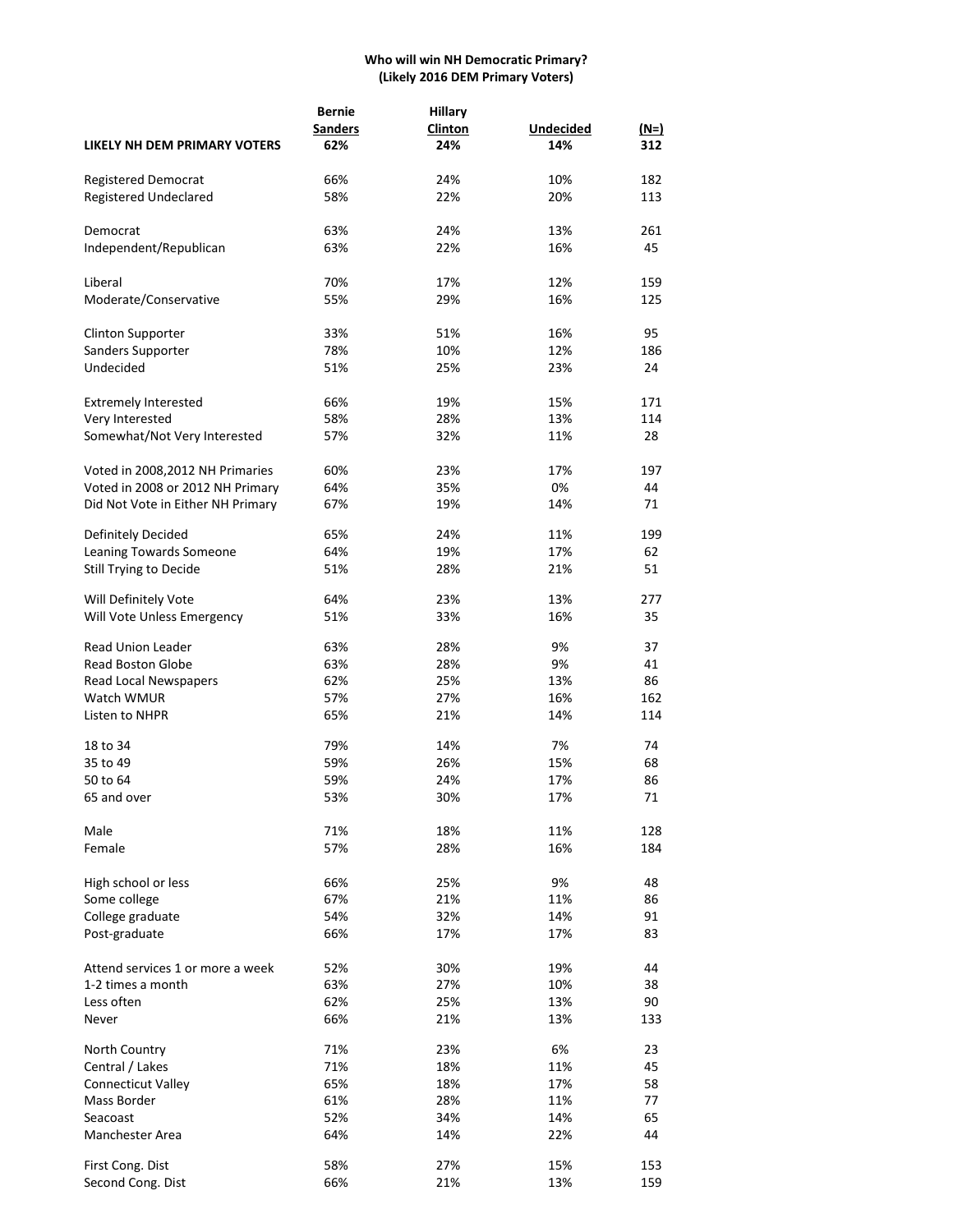**Who will win NH Democratic Primary?**
**(Likely 2016 DEM Primary Voters)**

| | Bernie Sanders | Hillary Clinton | Undecided | (N=) |
|---|---|---|---|---|
| **LIKELY NH DEM PRIMARY VOTERS** | **62%** | **24%** | **14%** | **312** |
| Registered Democrat | 66% | 24% | 10% | 182 |
| Registered Undeclared | 58% | 22% | 20% | 113 |
| Democrat | 63% | 24% | 13% | 261 |
| Independent/Republican | 63% | 22% | 16% | 45 |
| Liberal | 70% | 17% | 12% | 159 |
| Moderate/Conservative | 55% | 29% | 16% | 125 |
| Clinton Supporter | 33% | 51% | 16% | 95 |
| Sanders Supporter | 78% | 10% | 12% | 186 |
| Undecided | 51% | 25% | 23% | 24 |
| Extremely Interested | 66% | 19% | 15% | 171 |
| Very Interested | 58% | 28% | 13% | 114 |
| Somewhat/Not Very Interested | 57% | 32% | 11% | 28 |
| Voted in 2008,2012 NH Primaries | 60% | 23% | 17% | 197 |
| Voted in 2008 or 2012 NH Primary | 64% | 35% | 0% | 44 |
| Did Not Vote in Either NH Primary | 67% | 19% | 14% | 71 |
| Definitely Decided | 65% | 24% | 11% | 199 |
| Leaning Towards Someone | 64% | 19% | 17% | 62 |
| Still Trying to Decide | 51% | 28% | 21% | 51 |
| Will Definitely Vote | 64% | 23% | 13% | 277 |
| Will Vote Unless Emergency | 51% | 33% | 16% | 35 |
| Read Union Leader | 63% | 28% | 9% | 37 |
| Read Boston Globe | 63% | 28% | 9% | 41 |
| Read Local Newspapers | 62% | 25% | 13% | 86 |
| Watch WMUR | 57% | 27% | 16% | 162 |
| Listen to NHPR | 65% | 21% | 14% | 114 |
| 18 to 34 | 79% | 14% | 7% | 74 |
| 35 to 49 | 59% | 26% | 15% | 68 |
| 50 to 64 | 59% | 24% | 17% | 86 |
| 65 and over | 53% | 30% | 17% | 71 |
| Male | 71% | 18% | 11% | 128 |
| Female | 57% | 28% | 16% | 184 |
| High school or less | 66% | 25% | 9% | 48 |
| Some college | 67% | 21% | 11% | 86 |
| College graduate | 54% | 32% | 14% | 91 |
| Post-graduate | 66% | 17% | 17% | 83 |
| Attend services 1 or more a week | 52% | 30% | 19% | 44 |
| 1-2 times a month | 63% | 27% | 10% | 38 |
| Less often | 62% | 25% | 13% | 90 |
| Never | 66% | 21% | 13% | 133 |
| North Country | 71% | 23% | 6% | 23 |
| Central / Lakes | 71% | 18% | 11% | 45 |
| Connecticut Valley | 65% | 18% | 17% | 58 |
| Mass Border | 61% | 28% | 11% | 77 |
| Seacoast | 52% | 34% | 14% | 65 |
| Manchester Area | 64% | 14% | 22% | 44 |
| First Cong. Dist | 58% | 27% | 15% | 153 |
| Second Cong. Dist | 66% | 21% | 13% | 159 |